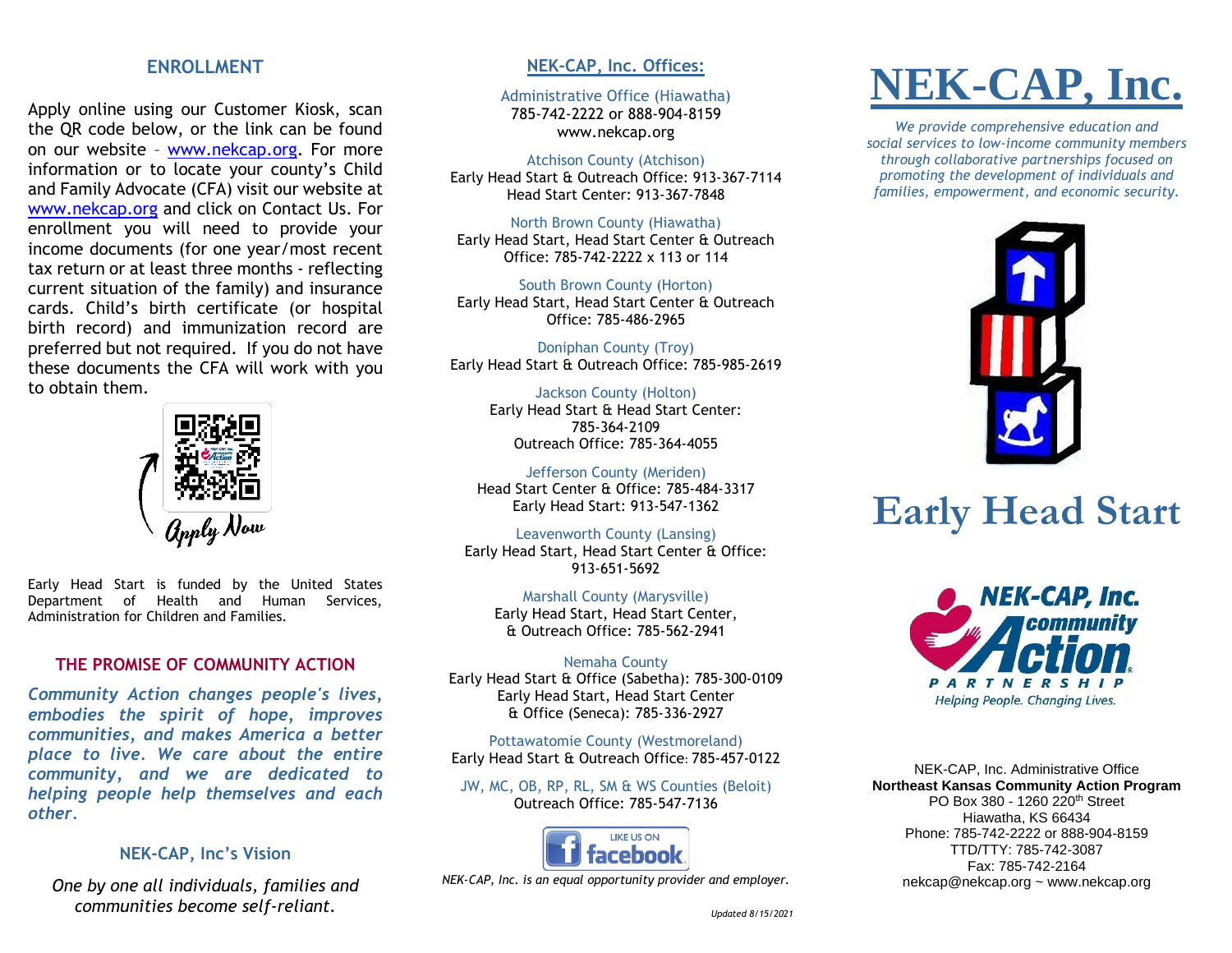## ENROLLMENT

Apply online using our Customer Kiosk, scan the QR code below, or the link can be found on our website – www.nekcap.org. For more information or to locate your county's Child and Family Advocate (CFA) visit our website at www.nekcap.org and click on Contact Us. For enrollment you will need to provide your income documents (for one year/most recent tax return or at least three months - reflecting current situation of the family) and insurance cards. Child's birth certificate (or hospital birth record) and immunization record are preferred but not required. If you do not have these documents the CFA will work with you to obtain them.

Apply Now

Early Head Start is funded by the United States Department of Health and Human Services, Administration for Children and Families.

## THE PROMISE OF COMMUNITY ACTION

*Community Action changes people's lives, embodies the spirit of hope, improves communities, and makes America a better place to live. We care about the entire community, and we are dedicated to helping people help themselves and each other.*

## NEK-CAP, Inc's Vision

*One by one all individuals, families and communities become self-reliant.*

## NEK-CAP, Inc. Offices:

Administrative Office (Hiawatha)
785-742-2222 or 888-904-8159
www.nekcap.org

Atchison County (Atchison)
Early Head Start & Outreach Office: 913-367-7114
Head Start Center: 913-367-7848

North Brown County (Hiawatha)
Early Head Start, Head Start Center & Outreach Office: 785-742-2222 x 113 or 114

South Brown County (Horton)
Early Head Start, Head Start Center & Outreach Office: 785-486-2965

Doniphan County (Troy)
Early Head Start & Outreach Office: 785-985-2619

Jackson County (Holton)
Early Head Start & Head Start Center: 785-364-2109
Outreach Office: 785-364-4055

Jefferson County (Meriden)
Head Start Center & Office: 785-484-3317
Early Head Start: 913-547-1362

Leavenworth County (Lansing)
Early Head Start, Head Start Center & Office: 913-651-5692

Marshall County (Marysville)
Early Head Start, Head Start Center, & Outreach Office: 785-562-2941

Nemaha County
Early Head Start & Office (Sabetha): 785-300-0109
Early Head Start, Head Start Center & Office (Seneca): 785-336-2927

Pottawatomie County (Westmoreland)
Early Head Start & Outreach Office: 785-457-0122

JW, MC, OB, RP, RL, SM & WS Counties (Beloit)
Outreach Office: 785-547-7136

LIKE US ON facebook

*NEK-CAP, Inc. is an equal opportunity provider and employer.*

*Updated 8/15/2021*

# NEK-CAP, Inc.

*We provide comprehensive education and social services to low-income community members through collaborative partnerships focused on promoting the development of individuals and families, empowerment, and economic security.*

# Early Head Start

NEK-CAP, Inc. community Action PARTNERSHIP
Helping People. Changing Lives.

NEK-CAP, Inc. Administrative Office
**Northeast Kansas Community Action Program**
PO Box 380 - 1260 220th Street
Hiawatha, KS 66434
Phone: 785-742-2222 or 888-904-8159
TTD/TTY: 785-742-3087
Fax: 785-742-2164
nekcap@nekcap.org ~ www.nekcap.org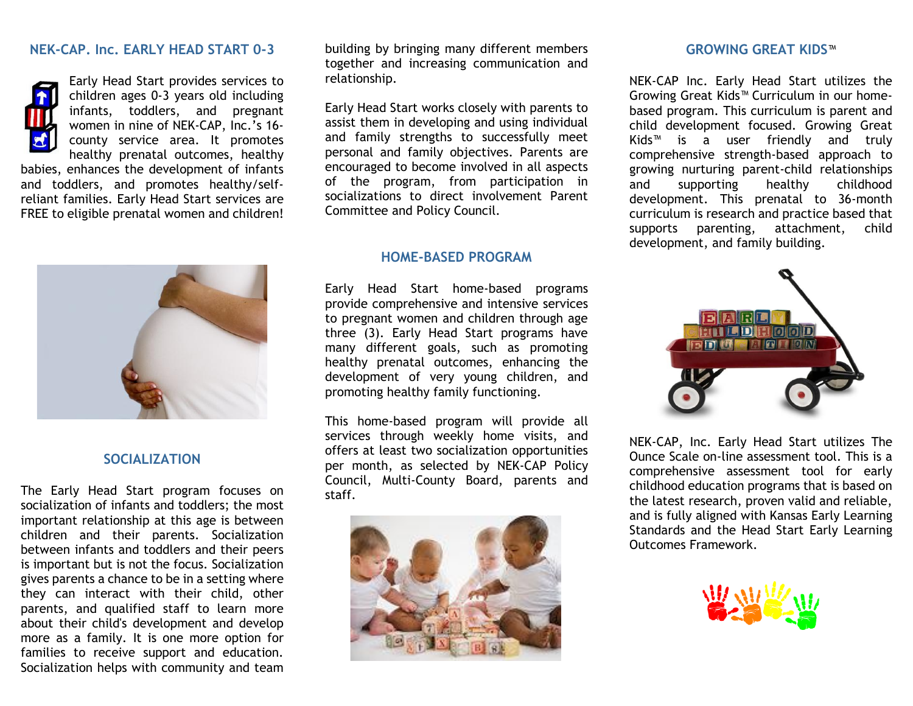## NEK-CAP. Inc. EARLY HEAD START 0-3

Early Head Start provides services to children ages 0-3 years old including infants, toddlers, and pregnant women in nine of NEK-CAP, Inc.'s 16-county service area. It promotes healthy prenatal outcomes, healthy babies, enhances the development of infants and toddlers, and promotes healthy/self-reliant families. Early Head Start services are FREE to eligible prenatal women and children!

## SOCIALIZATION

The Early Head Start program focuses on socialization of infants and toddlers; the most important relationship at this age is between children and their parents. Socialization between infants and toddlers and their peers is important but is not the focus. Socialization gives parents a chance to be in a setting where they can interact with their child, other parents, and qualified staff to learn more about their child's development and develop more as a family. It is one more option for families to receive support and education. Socialization helps with community and team building by bringing many different members together and increasing communication and relationship.

Early Head Start works closely with parents to assist them in developing and using individual and family strengths to successfully meet personal and family objectives. Parents are encouraged to become involved in all aspects of the program, from participation in socializations to direct involvement Parent Committee and Policy Council.

## HOME-BASED PROGRAM

Early Head Start home-based programs provide comprehensive and intensive services to pregnant women and children through age three (3). Early Head Start programs have many different goals, such as promoting healthy prenatal outcomes, enhancing the development of very young children, and promoting healthy family functioning.

This home-based program will provide all services through weekly home visits, and offers at least two socialization opportunities per month, as selected by NEK-CAP Policy Council, Multi-County Board, parents and staff.

## GROWING GREAT KIDS™

NEK-CAP Inc. Early Head Start utilizes the Growing Great Kids™ Curriculum in our home-based program. This curriculum is parent and child development focused. Growing Great Kids™ is a user friendly and truly comprehensive strength-based approach to growing nurturing parent-child relationships and supporting healthy childhood development. This prenatal to 36-month curriculum is research and practice based that supports parenting, attachment, child development, and family building.

NEK-CAP, Inc. Early Head Start utilizes The Ounce Scale on-line assessment tool. This is a comprehensive assessment tool for early childhood education programs that is based on the latest research, proven valid and reliable, and is fully aligned with Kansas Early Learning Standards and the Head Start Early Learning Outcomes Framework.